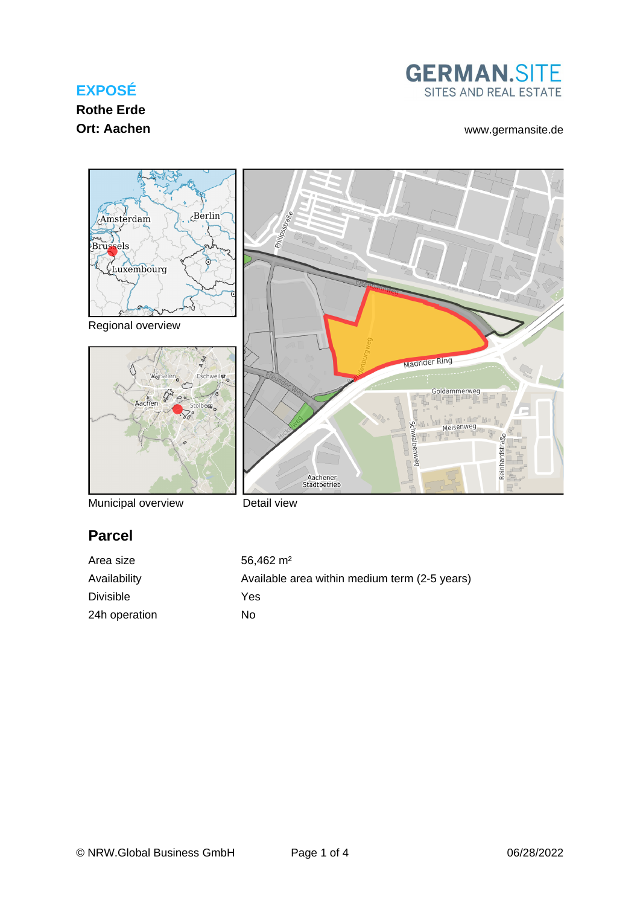# EXPOSÉ

**Rothe Erde**

**Ort: Aachen**

GERMAN.SITE
SITES AND REAL ESTATE

www.germansite.de

Regional overview

Municipal overview

Detail view

## Parcel

| | |
|---|---|
| Area size | 56,462 m² |
| Availability | Available area within medium term (2-5 years) |
| Divisible | Yes |
| 24h operation | No |

© NRW.Global Business GmbH

06/28/2022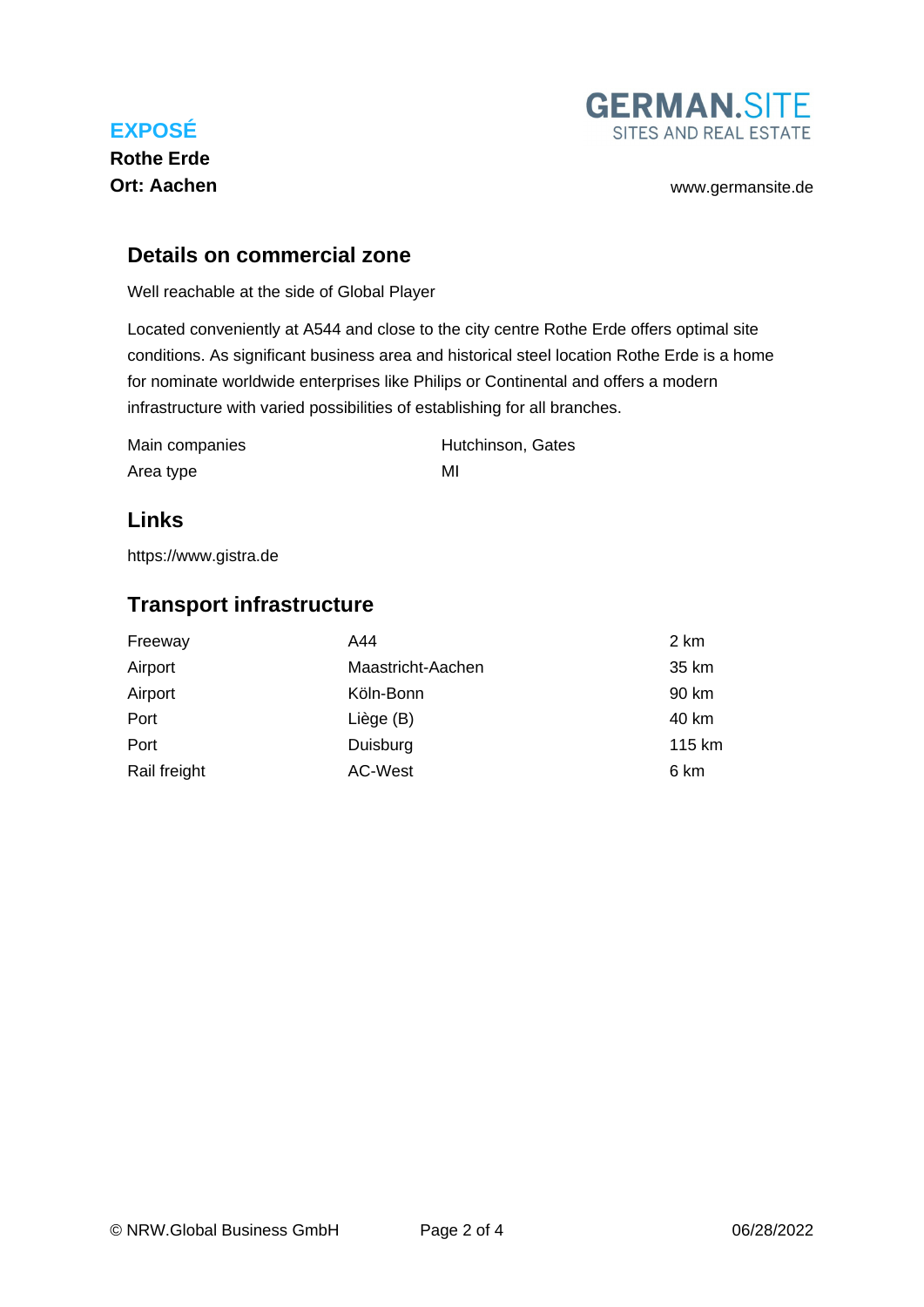## Details on commercial zone

Well reachable at the side of Global Player

Located conveniently at A544 and close to the city centre Rothe Erde offers optimal site conditions. As significant business area and historical steel location Rothe Erde is a home for nominate worldwide enterprises like Philips or Continental and offers a modern infrastructure with varied possibilities of establishing for all branches.

| | |
|---|---|
| Main companies | Hutchinson, Gates |
| Area type | MI |

## Links

https://www.gistra.de

## Transport infrastructure

| | | |
|---|---|---|
| Freeway | A44 | 2 km |
| Airport | Maastricht-Aachen | 35 km |
| Airport | Köln-Bonn | 90 km |
| Port | Liège (B) | 40 km |
| Port | Duisburg | 115 km |
| Rail freight | AC-West | 6 km |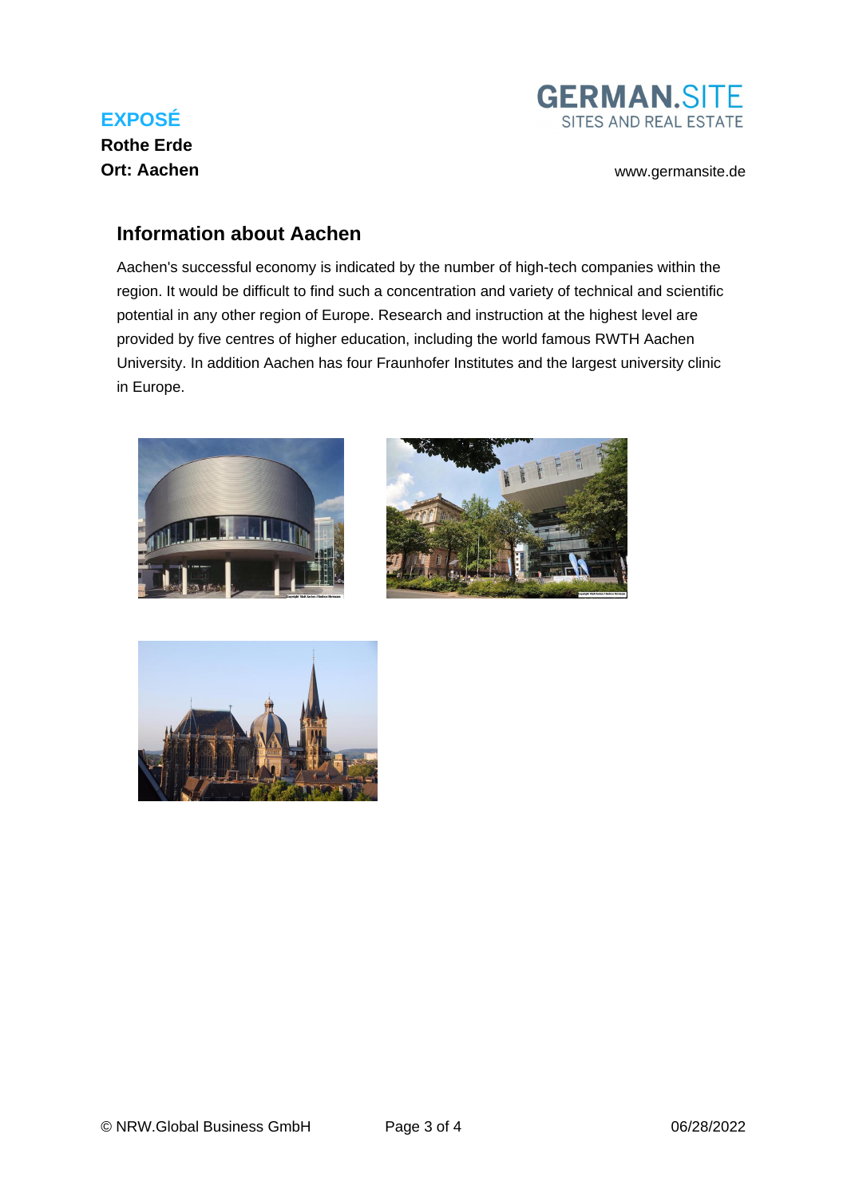**EXPOSÉ**

**Rothe Erde**

**Ort: Aachen**

GERMAN.SITE
SITES AND REAL ESTATE

www.germansite.de

## Information about Aachen

Aachen's successful economy is indicated by the number of high-tech companies within the region. It would be difficult to find such a concentration and variety of technical and scientific potential in any other region of Europe. Research and instruction at the highest level are provided by five centres of higher education, including the world famous RWTH Aachen University. In addition Aachen has four Fraunhofer Institutes and the largest university clinic in Europe.

© NRW.Global Business GmbH

06/28/2022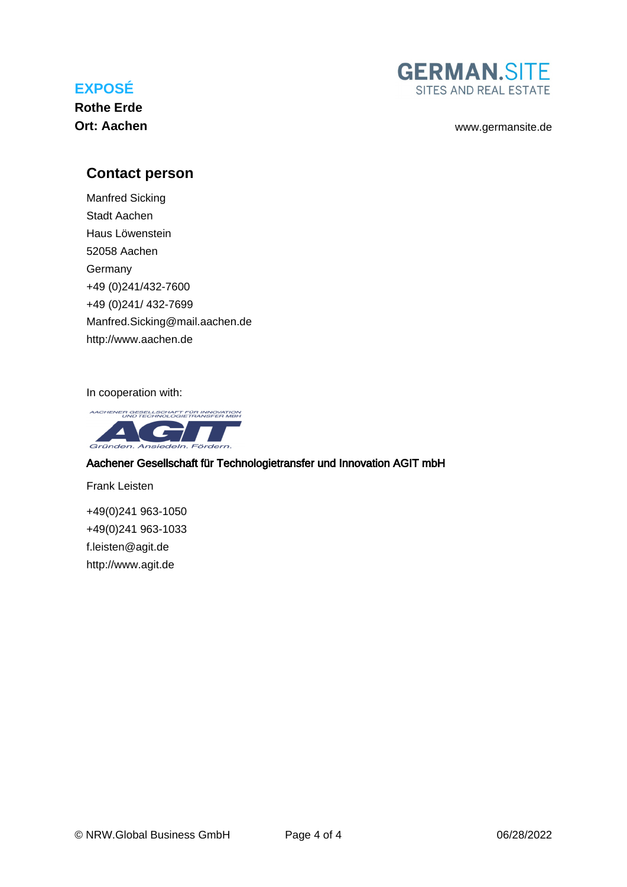**EXPOSÉ**

**Rothe Erde**

**Ort: Aachen**

www.germansite.de

## Contact person

Manfred Sicking
Stadt Aachen
Haus Löwenstein
52058 Aachen
Germany
+49 (0)241/432-7600
+49 (0)241/ 432-7699
Manfred.Sicking@mail.aachen.de
http://www.aachen.de

In cooperation with:

**Aachener Gesellschaft für Technologietransfer und Innovation AGIT mbH**

Frank Leisten

+49(0)241 963-1050
+49(0)241 963-1033
f.leisten@agit.de
http://www.agit.de